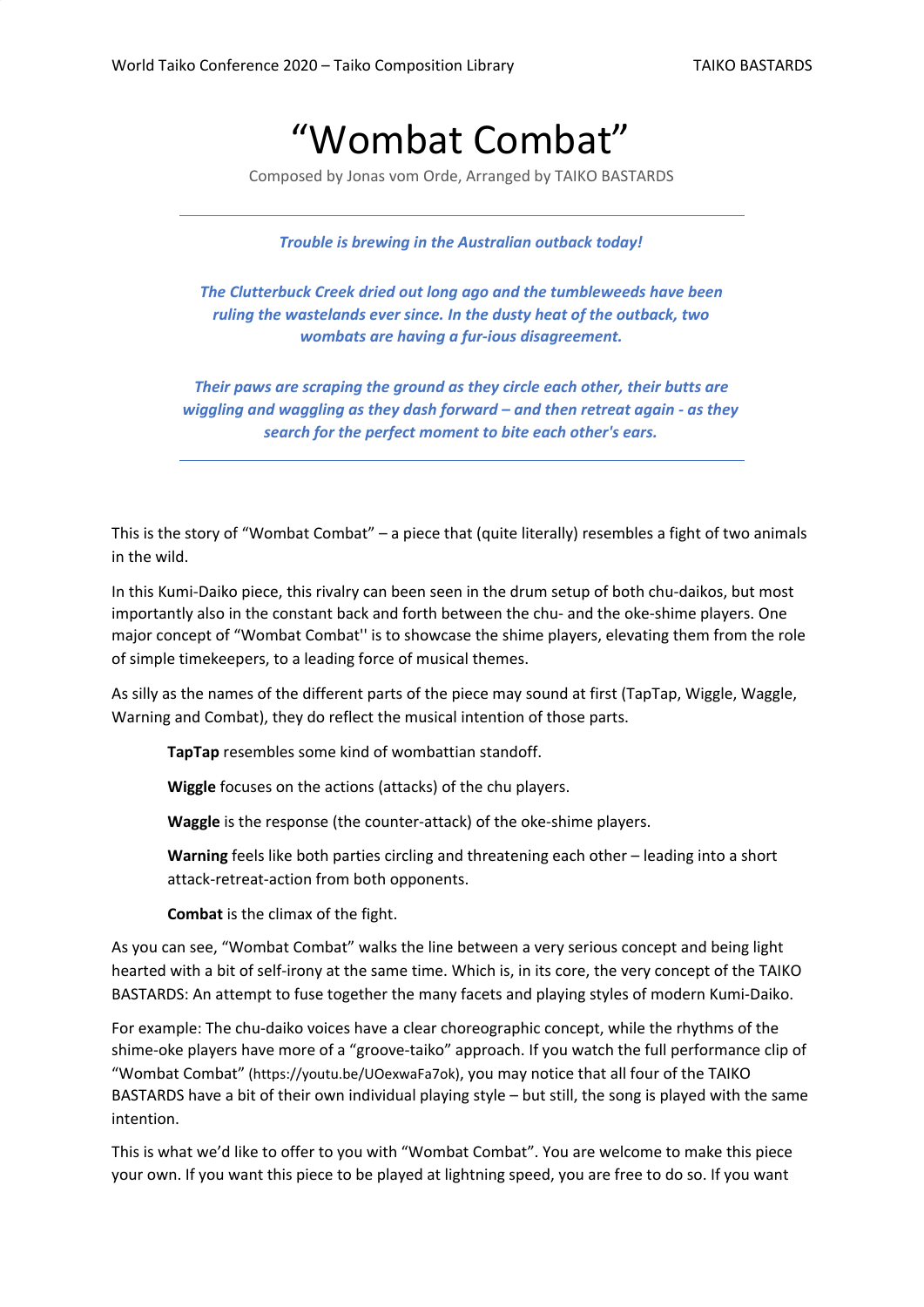# "Wombat Combat"

Composed by Jonas vom Orde, Arranged by TAIKO BASTARDS

---

***Trouble is brewing in the Australian outback today!***

***The Clutterbuck Creek dried out long ago and the tumbleweeds have been ruling the wastelands ever since. In the dusty heat of the outback, two wombats are having a fur-ious disagreement.***

***Their paws are scraping the ground as they circle each other, their butts are wiggling and waggling as they dash forward – and then retreat again - as they search for the perfect moment to bite each other's ears.***

---

This is the story of "Wombat Combat" – a piece that (quite literally) resembles a fight of two animals in the wild.

In this Kumi-Daiko piece, this rivalry can been seen in the drum setup of both chu-daikos, but most importantly also in the constant back and forth between the chu- and the oke-shime players. One major concept of "Wombat Combat'' is to showcase the shime players, elevating them from the role of simple timekeepers, to a leading force of musical themes.

As silly as the names of the different parts of the piece may sound at first (TapTap, Wiggle, Waggle, Warning and Combat), they do reflect the musical intention of those parts.

> **TapTap** resembles some kind of wombattian standoff.
>
> **Wiggle** focuses on the actions (attacks) of the chu players.
>
> **Waggle** is the response (the counter-attack) of the oke-shime players.
>
> **Warning** feels like both parties circling and threatening each other – leading into a short attack-retreat-action from both opponents.
>
> **Combat** is the climax of the fight.

As you can see, "Wombat Combat" walks the line between a very serious concept and being light hearted with a bit of self-irony at the same time. Which is, in its core, the very concept of the TAIKO BASTARDS: An attempt to fuse together the many facets and playing styles of modern Kumi-Daiko.

For example: The chu-daiko voices have a clear choreographic concept, while the rhythms of the shime-oke players have more of a "groove-taiko" approach. If you watch the full performance clip of "Wombat Combat" (https://youtu.be/UOexwaFa7ok), you may notice that all four of the TAIKO BASTARDS have a bit of their own individual playing style – but still, the song is played with the same intention.

This is what we'd like to offer to you with "Wombat Combat". You are welcome to make this piece your own. If you want this piece to be played at lightning speed, you are free to do so. If you want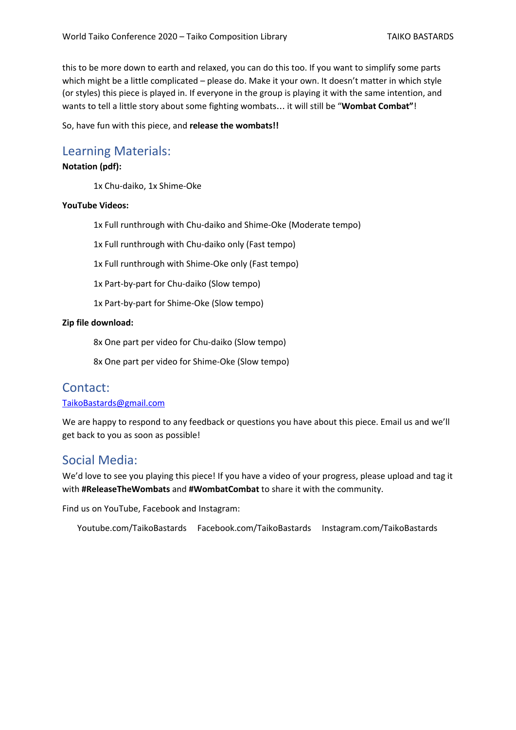this to be more down to earth and relaxed, you can do this too. If you want to simplify some parts which might be a little complicated – please do. Make it your own. It doesn't matter in which style (or styles) this piece is played in. If everyone in the group is playing it with the same intention, and wants to tell a little story about some fighting wombats… it will still be "**Wombat Combat"**!

So, have fun with this piece, and **release the wombats!!**

## Learning Materials:

**Notation (pdf):**

1x Chu-daiko, 1x Shime-Oke

**YouTube Videos:**

1x Full runthrough with Chu-daiko and Shime-Oke (Moderate tempo)

1x Full runthrough with Chu-daiko only (Fast tempo)

1x Full runthrough with Shime-Oke only (Fast tempo)

1x Part-by-part for Chu-daiko (Slow tempo)

1x Part-by-part for Shime-Oke (Slow tempo)

**Zip file download:**

8x One part per video for Chu-daiko (Slow tempo)

8x One part per video for Shime-Oke (Slow tempo)

## Contact:

TaikoBastards@gmail.com

We are happy to respond to any feedback or questions you have about this piece. Email us and we'll get back to you as soon as possible!

## Social Media:

We'd love to see you playing this piece! If you have a video of your progress, please upload and tag it with **#ReleaseTheWombats** and **#WombatCombat** to share it with the community.

Find us on YouTube, Facebook and Instagram:

Youtube.com/TaikoBastards Facebook.com/TaikoBastards Instagram.com/TaikoBastards